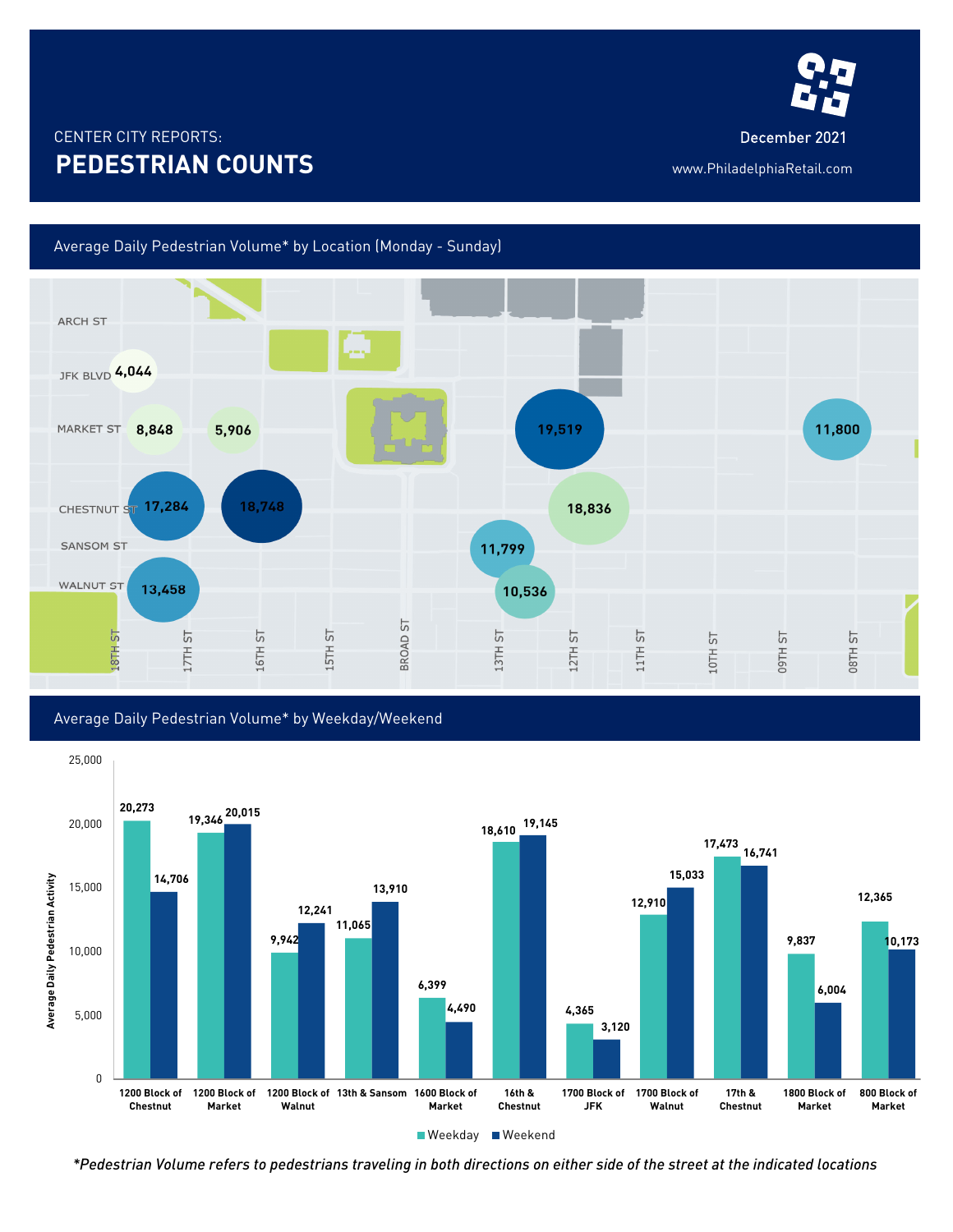CENTER CITY REPORTS:

# PEDESTRIAN COUNTS

December 2021

www.PhiladelphiaRetail.com

## Average Daily Pedestrian Volume* by Location (Monday - Sunday)

| Location | Average Daily Pedestrian Volume |
|---|---|
| 1700 Block of JFK | 4,044 |
| 1800 Block of Market | 8,848 |
| 1600 Block of Market | 5,906 |
| 1200 Block of Market | 19,519 |
| 800 Block of Market | 11,800 |
| 17th & Chestnut | 17,284 |
| 16th & Chestnut | 18,748 |
| 1200 Block of Chestnut | 18,836 |
| 13th & Sansom | 11,799 |
| 1700 Block of Walnut | 13,458 |
| 1200 Block of Walnut | 10,536 |

## Average Daily Pedestrian Volume* by Weekday/Weekend

| Location | Weekday | Weekend |
|---|---|---|
| 1200 Block of Chestnut | 20,273 | 14,706 |
| 1200 Block of Market | 19,346 | 20,015 |
| 1200 Block of Walnut | 9,942 | 12,241 |
| 13th & Sansom | 11,065 | 13,910 |
| 1600 Block of Market | 6,399 | 4,490 |
| 16th & Chestnut | 18,610 | 19,145 |
| 1700 Block of JFK | 4,365 | 3,120 |
| 1700 Block of Walnut | 12,910 | 15,033 |
| 17th & Chestnut | 17,473 | 16,741 |
| 1800 Block of Market | 9,837 | 6,004 |
| 800 Block of Market | 12,365 | 10,173 |

*Pedestrian Volume refers to pedestrians traveling in both directions on either side of the street at the indicated locations*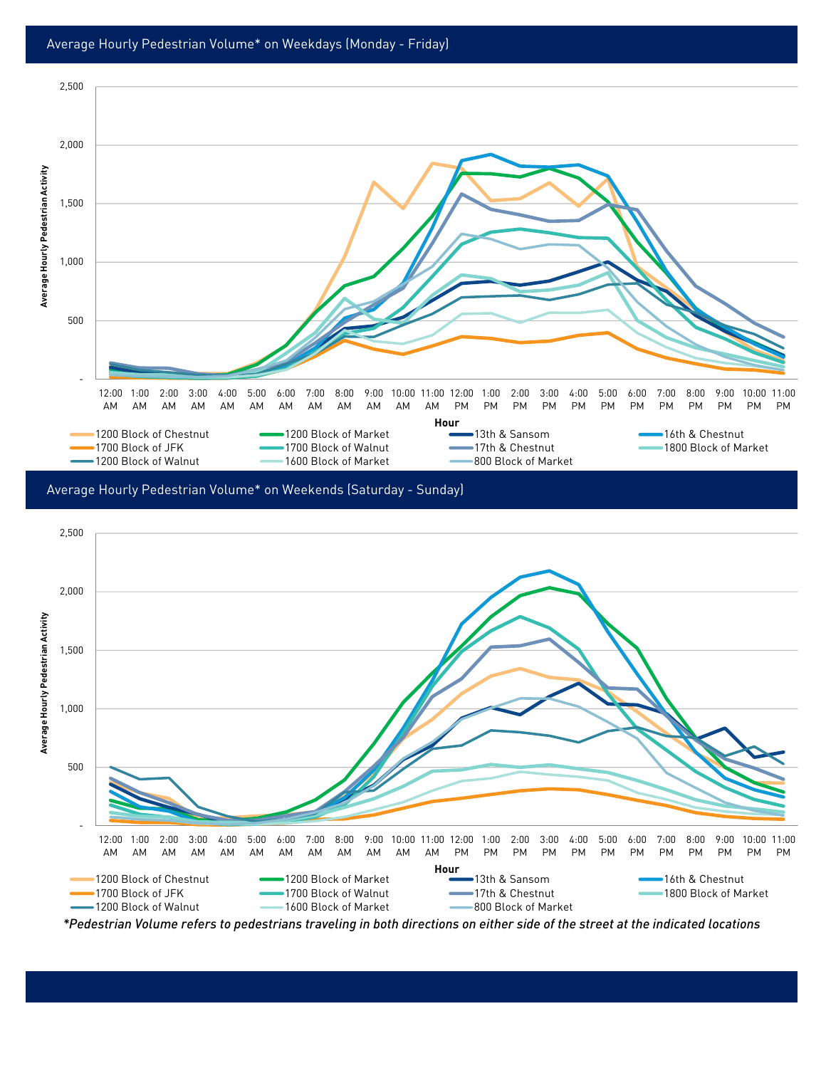## Average Hourly Pedestrian Volume* on Weekdays (Monday - Friday)

Average Hourly Pedestrian Activity

2,500
2,000
1,500
1,000
500
-

12:00 AM, 1:00 AM, 2:00 AM, 3:00 AM, 4:00 AM, 5:00 AM, 6:00 AM, 7:00 AM, 8:00 AM, 9:00 AM, 10:00 AM, 11:00 AM, 12:00 PM, 1:00 PM, 2:00 PM, 3:00 PM, 4:00 PM, 5:00 PM, 6:00 PM, 7:00 PM, 8:00 PM, 9:00 PM, 10:00 PM, 11:00 PM

Hour

- 1200 Block of Chestnut
- 1200 Block of Market
- 13th & Sansom
- 16th & Chestnut
- 1700 Block of JFK
- 1700 Block of Walnut
- 17th & Chestnut
- 1800 Block of Market
- 1200 Block of Walnut
- 1600 Block of Market
- 800 Block of Market

## Average Hourly Pedestrian Volume* on Weekends (Saturday - Sunday)

Average Hourly Pedestrian Activity

2,500
2,000
1,500
1,000
500
-

12:00 AM, 1:00 AM, 2:00 AM, 3:00 AM, 4:00 AM, 5:00 AM, 6:00 AM, 7:00 AM, 8:00 AM, 9:00 AM, 10:00 AM, 11:00 AM, 12:00 PM, 1:00 PM, 2:00 PM, 3:00 PM, 4:00 PM, 5:00 PM, 6:00 PM, 7:00 PM, 8:00 PM, 9:00 PM, 10:00 PM, 11:00 PM

Hour

- 1200 Block of Chestnut
- 1200 Block of Market
- 13th & Sansom
- 16th & Chestnut
- 1700 Block of JFK
- 1700 Block of Walnut
- 17th & Chestnut
- 1800 Block of Market
- 1200 Block of Walnut
- 1600 Block of Market
- 800 Block of Market

*\*Pedestrian Volume refers to pedestrians traveling in both directions on either side of the street at the indicated locations*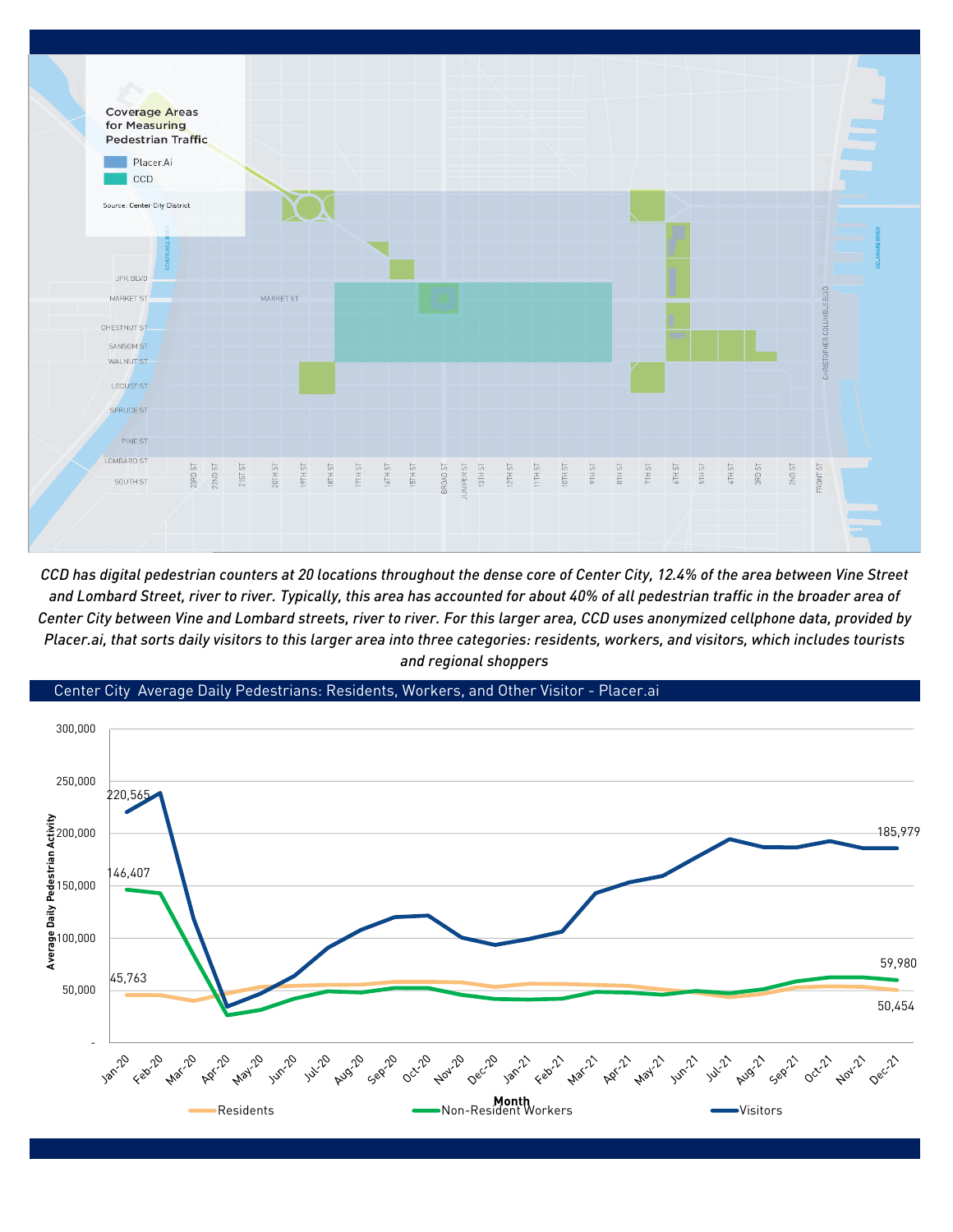Coverage Areas for Measuring Pedestrian Traffic

- Placer.Ai
- CCD

Source: Center City District

*CCD has digital pedestrian counters at 20 locations throughout the dense core of Center City, 12.4% of the area between Vine Street and Lombard Street, river to river. Typically, this area has accounted for about 40% of all pedestrian traffic in the broader area of Center City between Vine and Lombard streets, river to river. For this larger area, CCD uses anonymized cellphone data, provided by Placer.ai, that sorts daily visitors to this larger area into three categories: residents, workers, and visitors, which includes tourists and regional shoppers*

## Center City Average Daily Pedestrians: Residents, Workers, and Other Visitor - Placer.ai

| Series | Jan-20 | Dec-21 |
|---|---|---|
| Visitors | 220,565 | 185,979 |
| Non-Resident Workers | 146,407 | 59,980 |
| Residents | 45,763 | 50,454 |

Y-axis: Average Daily Pedestrian Activity; X-axis: Month (Jan-20 to Dec-21)

Legend: Residents, Non-Resident Workers, Visitors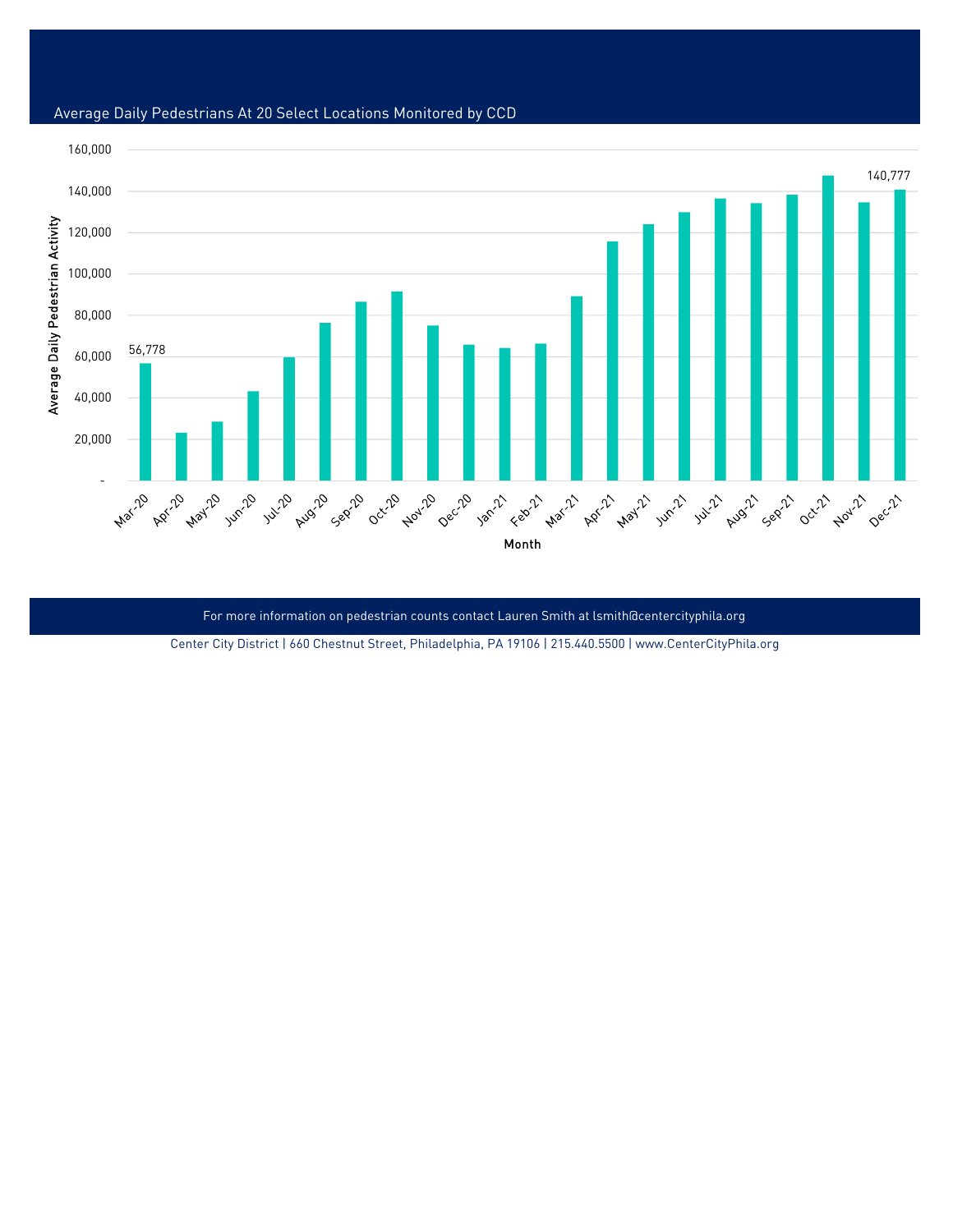Average Daily Pedestrians At 20 Select Locations Monitored by CCD

160,000
140,000
120,000
100,000
80,000
60,000
40,000
20,000
-

Average Daily Pedestrian Activity

56,778
140,777

Mar-20 Apr-20 May-20 Jun-20 Jul-20 Aug-20 Sep-20 Oct-20 Nov-20 Dec-20 Jan-21 Feb-21 Mar-21 Apr-21 May-21 Jun-21 Jul-21 Aug-21 Sep-21 Oct-21 Nov-21 Dec-21

Month

For more information on pedestrian counts contact Lauren Smith at lsmith@centercityphila.org

Center City District | 660 Chestnut Street, Philadelphia, PA 19106 | 215.440.5500 | www.CenterCityPhila.org